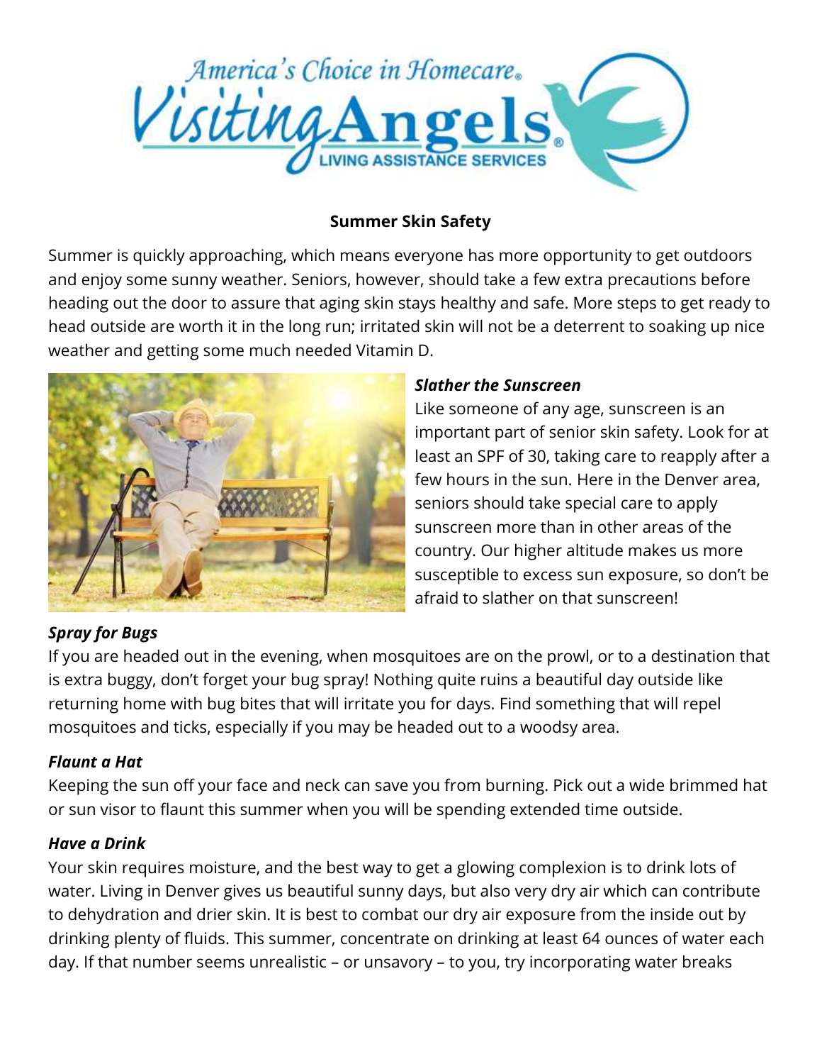America's Choice in Homecare® Visiting Angels® LIVING ASSISTANCE SERVICES

## Summer Skin Safety

Summer is quickly approaching, which means everyone has more opportunity to get outdoors and enjoy some sunny weather. Seniors, however, should take a few extra precautions before heading out the door to assure that aging skin stays healthy and safe. More steps to get ready to head outside are worth it in the long run; irritated skin will not be a deterrent to soaking up nice weather and getting some much needed Vitamin D.

### *Slather the Sunscreen*

Like someone of any age, sunscreen is an important part of senior skin safety. Look for at least an SPF of 30, taking care to reapply after a few hours in the sun. Here in the Denver area, seniors should take special care to apply sunscreen more than in other areas of the country. Our higher altitude makes us more susceptible to excess sun exposure, so don't be afraid to slather on that sunscreen!

### *Spray for Bugs*

If you are headed out in the evening, when mosquitoes are on the prowl, or to a destination that is extra buggy, don't forget your bug spray! Nothing quite ruins a beautiful day outside like returning home with bug bites that will irritate you for days. Find something that will repel mosquitoes and ticks, especially if you may be headed out to a woodsy area.

### *Flaunt a Hat*

Keeping the sun off your face and neck can save you from burning. Pick out a wide brimmed hat or sun visor to flaunt this summer when you will be spending extended time outside.

### *Have a Drink*

Your skin requires moisture, and the best way to get a glowing complexion is to drink lots of water. Living in Denver gives us beautiful sunny days, but also very dry air which can contribute to dehydration and drier skin. It is best to combat our dry air exposure from the inside out by drinking plenty of fluids. This summer, concentrate on drinking at least 64 ounces of water each day. If that number seems unrealistic – or unsavory – to you, try incorporating water breaks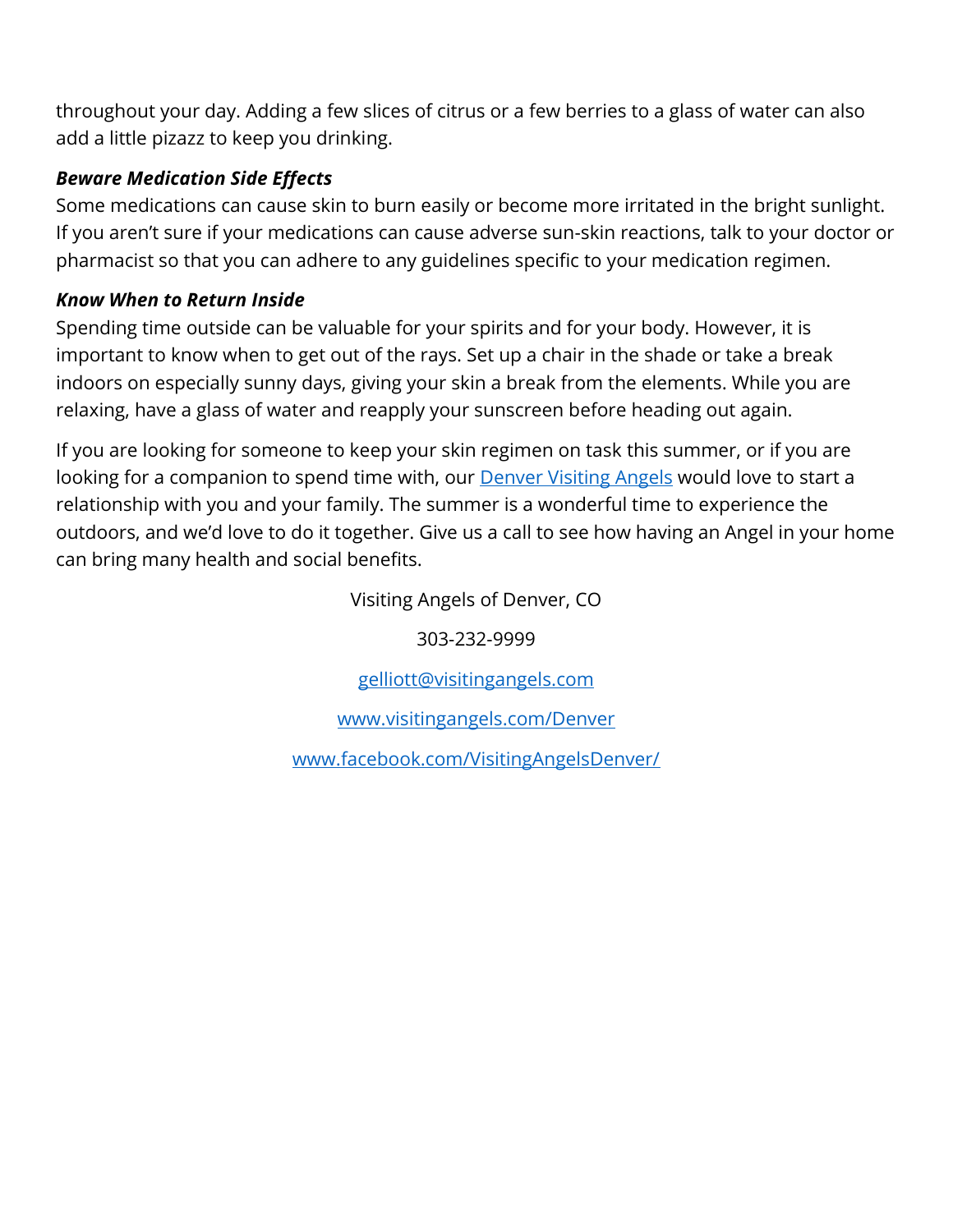throughout your day. Adding a few slices of citrus or a few berries to a glass of water can also add a little pizazz to keep you drinking.

***Beware Medication Side Effects***

Some medications can cause skin to burn easily or become more irritated in the bright sunlight. If you aren't sure if your medications can cause adverse sun-skin reactions, talk to your doctor or pharmacist so that you can adhere to any guidelines specific to your medication regimen.

***Know When to Return Inside***

Spending time outside can be valuable for your spirits and for your body. However, it is important to know when to get out of the rays. Set up a chair in the shade or take a break indoors on especially sunny days, giving your skin a break from the elements. While you are relaxing, have a glass of water and reapply your sunscreen before heading out again.

If you are looking for someone to keep your skin regimen on task this summer, or if you are looking for a companion to spend time with, our Denver Visiting Angels would love to start a relationship with you and your family. The summer is a wonderful time to experience the outdoors, and we'd love to do it together. Give us a call to see how having an Angel in your home can bring many health and social benefits.

Visiting Angels of Denver, CO

303-232-9999

gelliott@visitingangels.com

www.visitingangels.com/Denver

www.facebook.com/VisitingAngelsDenver/